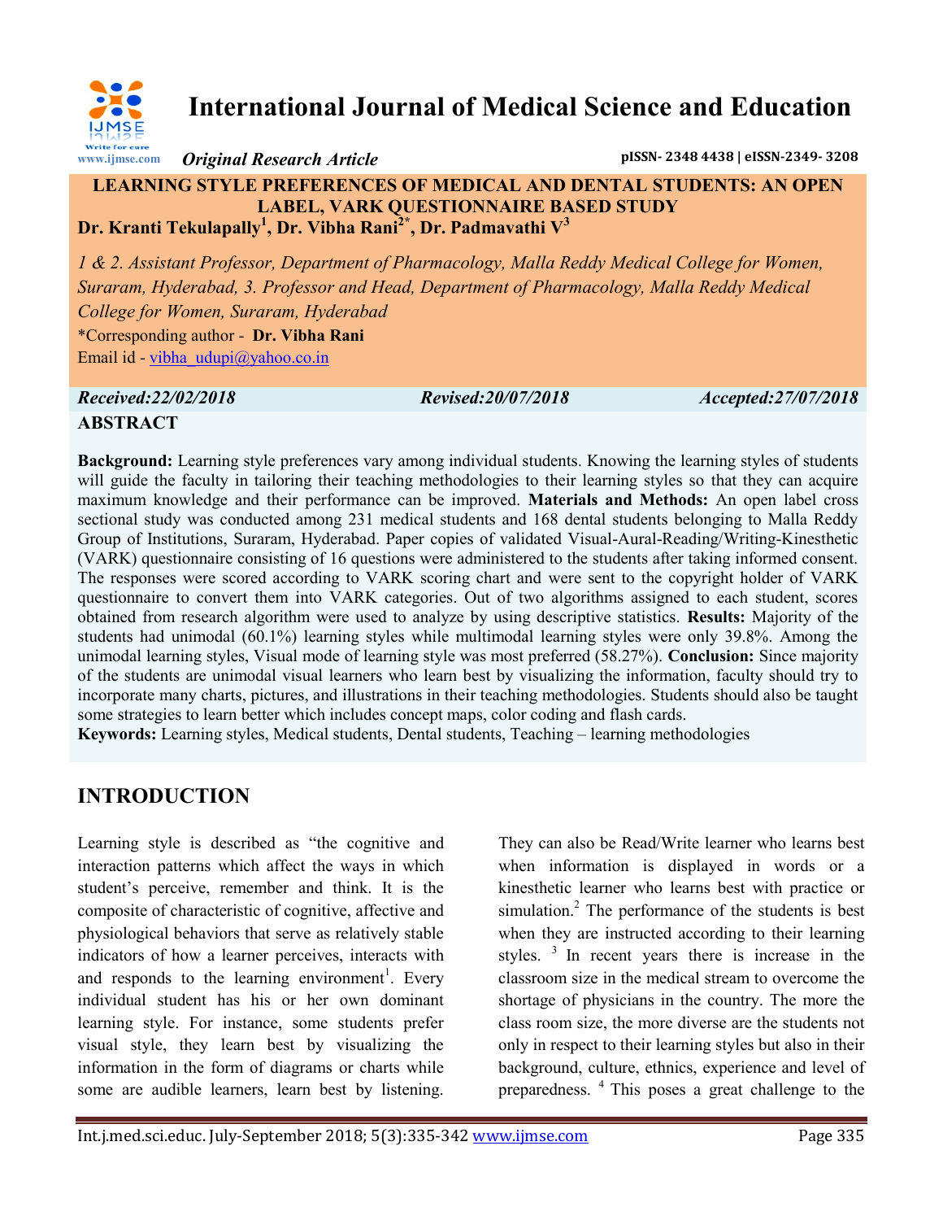# International Journal of Medical Science and Education

*Original Research Article*

pISSN- 2348 4438 | eISSN-2349- 3208

## LEARNING STYLE PREFERENCES OF MEDICAL AND DENTAL STUDENTS: AN OPEN LABEL, VARK QUESTIONNAIRE BASED STUDY

**Dr. Kranti Tekulapally[1], Dr. Vibha Rani[2*], Dr. Padmavathi V[3]**

*1 & 2. Assistant Professor, Department of Pharmacology, Malla Reddy Medical College for Women, Suraram, Hyderabad, 3. Professor and Head, Department of Pharmacology, Malla Reddy Medical College for Women, Suraram, Hyderabad*

*Corresponding author - **Dr. Vibha Rani**

Email id - vibha_udupi@yahoo.co.in

*Received:22/02/2018* *Revised:20/07/2018* *Accepted:27/07/2018*

## ABSTRACT

**Background:** Learning style preferences vary among individual students. Knowing the learning styles of students will guide the faculty in tailoring their teaching methodologies to their learning styles so that they can acquire maximum knowledge and their performance can be improved. **Materials and Methods:** An open label cross sectional study was conducted among 231 medical students and 168 dental students belonging to Malla Reddy Group of Institutions, Suraram, Hyderabad. Paper copies of validated Visual-Aural-Reading/Writing-Kinesthetic (VARK) questionnaire consisting of 16 questions were administered to the students after taking informed consent. The responses were scored according to VARK scoring chart and were sent to the copyright holder of VARK questionnaire to convert them into VARK categories. Out of two algorithms assigned to each student, scores obtained from research algorithm were used to analyze by using descriptive statistics. **Results:** Majority of the students had unimodal (60.1%) learning styles while multimodal learning styles were only 39.8%. Among the unimodal learning styles, Visual mode of learning style was most preferred (58.27%). **Conclusion:** Since majority of the students are unimodal visual learners who learn best by visualizing the information, faculty should try to incorporate many charts, pictures, and illustrations in their teaching methodologies. Students should also be taught some strategies to learn better which includes concept maps, color coding and flash cards.

**Keywords:** Learning styles, Medical students, Dental students, Teaching – learning methodologies

## INTRODUCTION

Learning style is described as "the cognitive and interaction patterns which affect the ways in which student's perceive, remember and think. It is the composite of characteristic of cognitive, affective and physiological behaviors that serve as relatively stable indicators of how a learner perceives, interacts with and responds to the learning environment[1]. Every individual student has his or her own dominant learning style. For instance, some students prefer visual style, they learn best by visualizing the information in the form of diagrams or charts while some are audible learners, learn best by listening. They can also be Read/Write learner who learns best when information is displayed in words or a kinesthetic learner who learns best with practice or simulation.[2] The performance of the students is best when they are instructed according to their learning styles. [3] In recent years there is increase in the classroom size in the medical stream to overcome the shortage of physicians in the country. The more the class room size, the more diverse are the students not only in respect to their learning styles but also in their background, culture, ethnics, experience and level of preparedness. [4] This poses a great challenge to the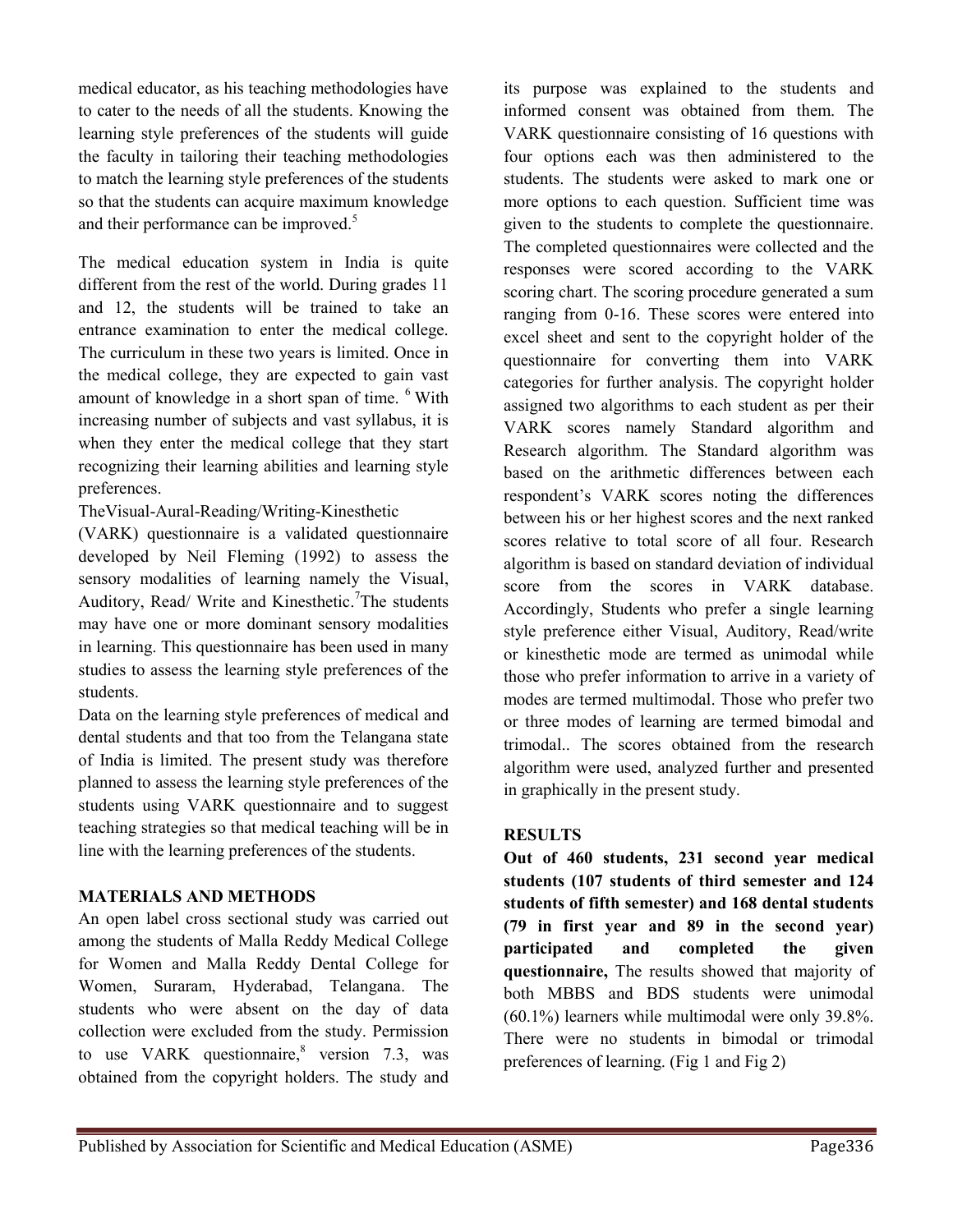medical educator, as his teaching methodologies have to cater to the needs of all the students. Knowing the learning style preferences of the students will guide the faculty in tailoring their teaching methodologies to match the learning style preferences of the students so that the students can acquire maximum knowledge and their performance can be improved.[5]

The medical education system in India is quite different from the rest of the world. During grades 11 and 12, the students will be trained to take an entrance examination to enter the medical college. The curriculum in these two years is limited. Once in the medical college, they are expected to gain vast amount of knowledge in a short span of time. [6] With increasing number of subjects and vast syllabus, it is when they enter the medical college that they start recognizing their learning abilities and learning style preferences.

TheVisual-Aural-Reading/Writing-Kinesthetic (VARK) questionnaire is a validated questionnaire developed by Neil Fleming (1992) to assess the sensory modalities of learning namely the Visual, Auditory, Read/ Write and Kinesthetic.[7]The students may have one or more dominant sensory modalities in learning. This questionnaire has been used in many studies to assess the learning style preferences of the students.

Data on the learning style preferences of medical and dental students and that too from the Telangana state of India is limited. The present study was therefore planned to assess the learning style preferences of the students using VARK questionnaire and to suggest teaching strategies so that medical teaching will be in line with the learning preferences of the students.

## MATERIALS AND METHODS

An open label cross sectional study was carried out among the students of Malla Reddy Medical College for Women and Malla Reddy Dental College for Women, Suraram, Hyderabad, Telangana. The students who were absent on the day of data collection were excluded from the study. Permission to use VARK questionnaire,[8] version 7.3, was obtained from the copyright holders. The study and its purpose was explained to the students and informed consent was obtained from them. The VARK questionnaire consisting of 16 questions with four options each was then administered to the students. The students were asked to mark one or more options to each question. Sufficient time was given to the students to complete the questionnaire. The completed questionnaires were collected and the responses were scored according to the VARK scoring chart. The scoring procedure generated a sum ranging from 0-16. These scores were entered into excel sheet and sent to the copyright holder of the questionnaire for converting them into VARK categories for further analysis. The copyright holder assigned two algorithms to each student as per their VARK scores namely Standard algorithm and Research algorithm. The Standard algorithm was based on the arithmetic differences between each respondent's VARK scores noting the differences between his or her highest scores and the next ranked scores relative to total score of all four. Research algorithm is based on standard deviation of individual score from the scores in VARK database. Accordingly, Students who prefer a single learning style preference either Visual, Auditory, Read/write or kinesthetic mode are termed as unimodal while those who prefer information to arrive in a variety of modes are termed multimodal. Those who prefer two or three modes of learning are termed bimodal and trimodal.. The scores obtained from the research algorithm were used, analyzed further and presented in graphically in the present study.

## RESULTS

**Out of 460 students, 231 second year medical students (107 students of third semester and 124 students of fifth semester) and 168 dental students (79 in first year and 89 in the second year) participated and completed the given questionnaire,** The results showed that majority of both MBBS and BDS students were unimodal (60.1%) learners while multimodal were only 39.8%. There were no students in bimodal or trimodal preferences of learning. (Fig 1 and Fig 2)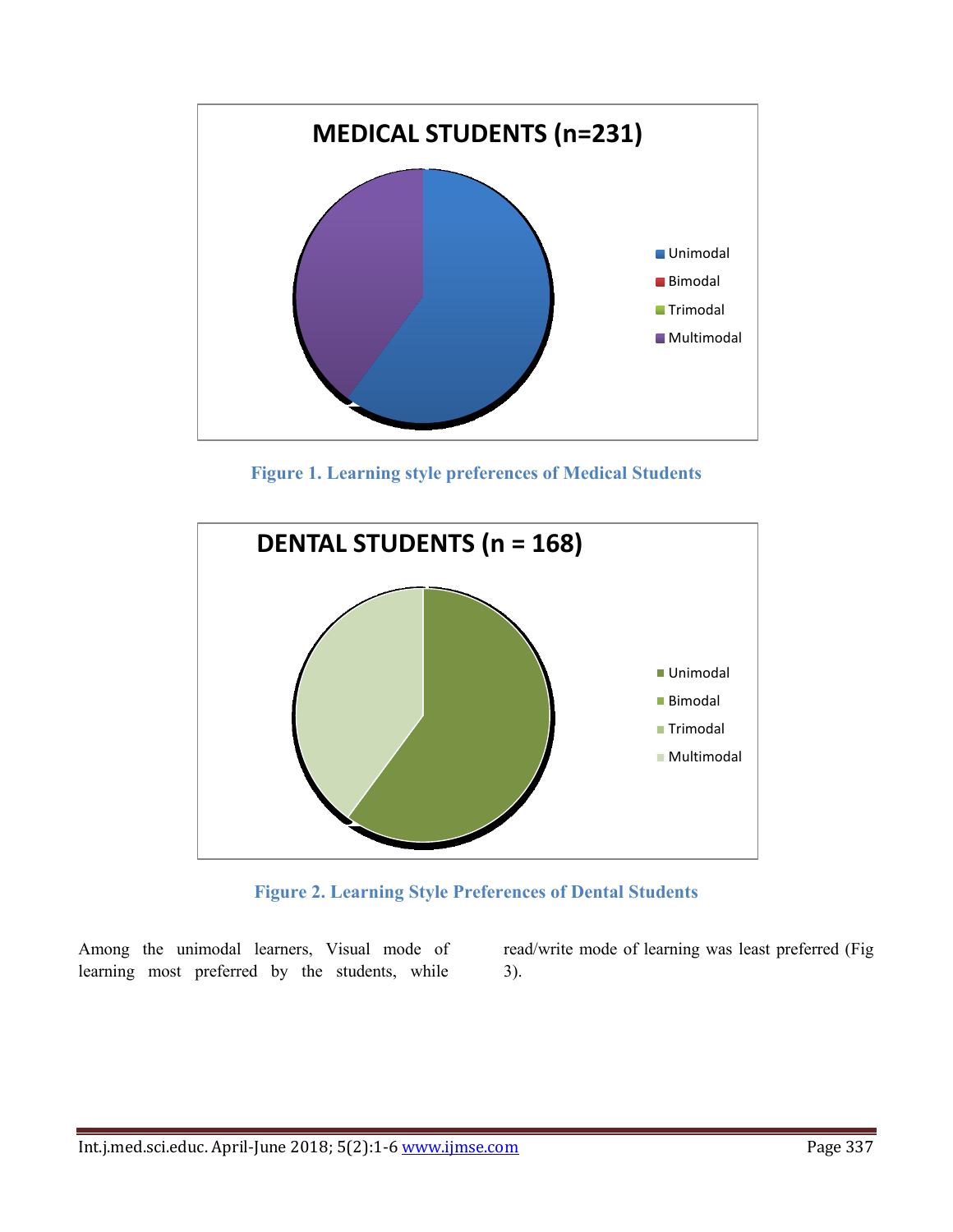Figure 1. Learning style preferences of Medical Students

Figure 2. Learning Style Preferences of Dental Students

Among the unimodal learners, Visual mode of learning most preferred by the students, while read/write mode of learning was least preferred (Fig 3).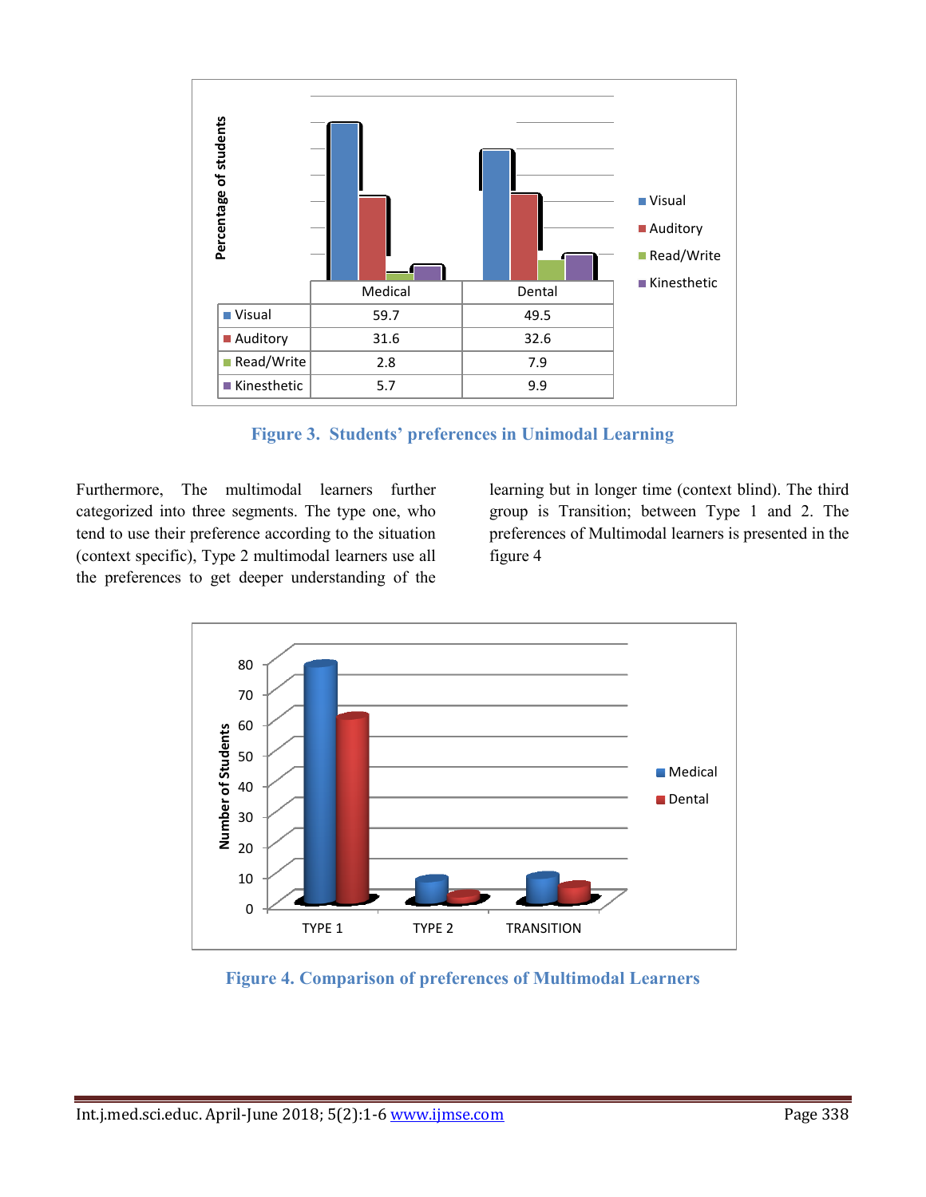| | Medical | Dental |
|---|---|---|
| Visual | 59.7 | 49.5 |
| Auditory | 31.6 | 32.6 |
| Read/Write | 2.8 | 7.9 |
| Kinesthetic | 5.7 | 9.9 |

**Figure 3. Students' preferences in Unimodal Learning**

Furthermore, The multimodal learners further categorized into three segments. The type one, who tend to use their preference according to the situation (context specific), Type 2 multimodal learners use all the preferences to get deeper understanding of the learning but in longer time (context blind). The third group is Transition; between Type 1 and 2. The preferences of Multimodal learners is presented in the figure 4

**Figure 4. Comparison of preferences of Multimodal Learners**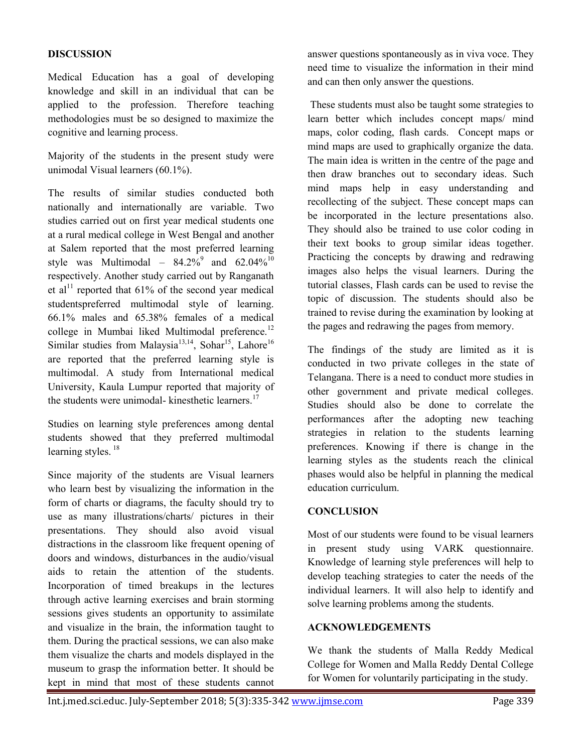## DISCUSSION

Medical Education has a goal of developing knowledge and skill in an individual that can be applied to the profession. Therefore teaching methodologies must be so designed to maximize the cognitive and learning process.

Majority of the students in the present study were unimodal Visual learners (60.1%).

The results of similar studies conducted both nationally and internationally are variable. Two studies carried out on first year medical students one at a rural medical college in West Bengal and another at Salem reported that the most preferred learning style was Multimodal – 84.2%[9] and 62.04%[10] respectively. Another study carried out by Ranganath et al[11] reported that 61% of the second year medical studentspreferred multimodal style of learning. 66.1% males and 65.38% females of a medical college in Mumbai liked Multimodal preference.[12] Similar studies from Malaysia[13,14], Sohar[15], Lahore[16] are reported that the preferred learning style is multimodal. A study from International medical University, Kaula Lumpur reported that majority of the students were unimodal- kinesthetic learners.[17]

Studies on learning style preferences among dental students showed that they preferred multimodal learning styles. [18]

Since majority of the students are Visual learners who learn best by visualizing the information in the form of charts or diagrams, the faculty should try to use as many illustrations/charts/ pictures in their presentations. They should also avoid visual distractions in the classroom like frequent opening of doors and windows, disturbances in the audio/visual aids to retain the attention of the students. Incorporation of timed breakups in the lectures through active learning exercises and brain storming sessions gives students an opportunity to assimilate and visualize in the brain, the information taught to them. During the practical sessions, we can also make them visualize the charts and models displayed in the museum to grasp the information better. It should be kept in mind that most of these students cannot answer questions spontaneously as in viva voce. They need time to visualize the information in their mind and can then only answer the questions.

These students must also be taught some strategies to learn better which includes concept maps/ mind maps, color coding, flash cards. Concept maps or mind maps are used to graphically organize the data. The main idea is written in the centre of the page and then draw branches out to secondary ideas. Such mind maps help in easy understanding and recollecting of the subject. These concept maps can be incorporated in the lecture presentations also. They should also be trained to use color coding in their text books to group similar ideas together. Practicing the concepts by drawing and redrawing images also helps the visual learners. During the tutorial classes, Flash cards can be used to revise the topic of discussion. The students should also be trained to revise during the examination by looking at the pages and redrawing the pages from memory.

The findings of the study are limited as it is conducted in two private colleges in the state of Telangana. There is a need to conduct more studies in other government and private medical colleges. Studies should also be done to correlate the performances after the adopting new teaching strategies in relation to the students learning preferences. Knowing if there is change in the learning styles as the students reach the clinical phases would also be helpful in planning the medical education curriculum.

## CONCLUSION

Most of our students were found to be visual learners in present study using VARK questionnaire. Knowledge of learning style preferences will help to develop teaching strategies to cater the needs of the individual learners. It will also help to identify and solve learning problems among the students.

## ACKNOWLEDGEMENTS

We thank the students of Malla Reddy Medical College for Women and Malla Reddy Dental College for Women for voluntarily participating in the study.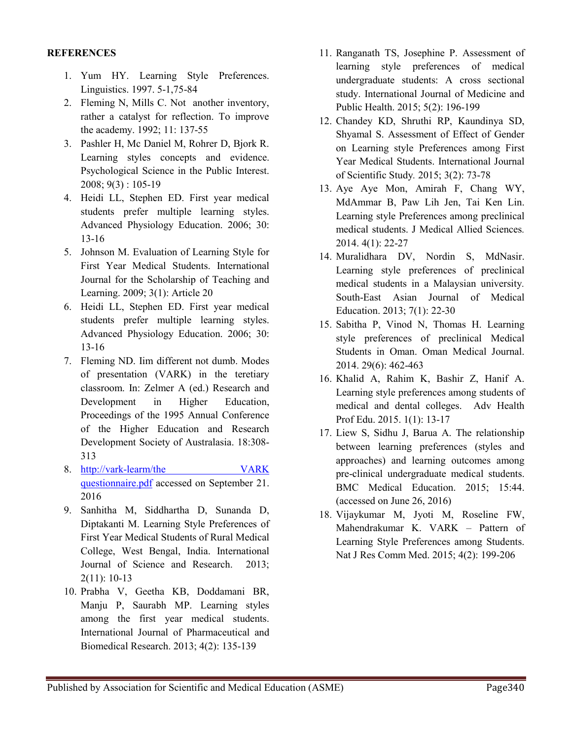**REFERENCES**

1. Yum HY. Learning Style Preferences. Linguistics. 1997. 5-1,75-84
2. Fleming N, Mills C. Not another inventory, rather a catalyst for reflection. To improve the academy. 1992; 11: 137-55
3. Pashler H, Mc Daniel M, Rohrer D, Bjork R. Learning styles concepts and evidence. Psychological Science in the Public Interest. 2008; 9(3) : 105-19
4. Heidi LL, Stephen ED. First year medical students prefer multiple learning styles. Advanced Physiology Education. 2006; 30: 13-16
5. Johnson M. Evaluation of Learning Style for First Year Medical Students. International Journal for the Scholarship of Teaching and Learning. 2009; 3(1): Article 20
6. Heidi LL, Stephen ED. First year medical students prefer multiple learning styles. Advanced Physiology Education. 2006; 30: 13-16
7. Fleming ND. Iim different not dumb. Modes of presentation (VARK) in the teretiary classroom. In: Zelmer A (ed.) Research and Development in Higher Education, Proceedings of the 1995 Annual Conference of the Higher Education and Research Development Society of Australasia. 18:308-313
8. http://vark-learm/the VARK questionnaire.pdf accessed on September 21. 2016
9. Sanhitha M, Siddhartha D, Sunanda D, Diptakanti M. Learning Style Preferences of First Year Medical Students of Rural Medical College, West Bengal, India. International Journal of Science and Research. 2013; 2(11): 10-13
10. Prabha V, Geetha KB, Doddamani BR, Manju P, Saurabh MP. Learning styles among the first year medical students. International Journal of Pharmaceutical and Biomedical Research. 2013; 4(2): 135-139
11. Ranganath TS, Josephine P. Assessment of learning style preferences of medical undergraduate students: A cross sectional study. International Journal of Medicine and Public Health. 2015; 5(2): 196-199
12. Chandey KD, Shruthi RP, Kaundinya SD, Shyamal S. Assessment of Effect of Gender on Learning style Preferences among First Year Medical Students. International Journal of Scientific Study. 2015; 3(2): 73-78
13. Aye Aye Mon, Amirah F, Chang WY, MdAmmar B, Paw Lih Jen, Tai Ken Lin. Learning style Preferences among preclinical medical students. J Medical Allied Sciences. 2014. 4(1): 22-27
14. Muralidhara DV, Nordin S, MdNasir. Learning style preferences of preclinical medical students in a Malaysian university. South-East Asian Journal of Medical Education. 2013; 7(1): 22-30
15. Sabitha P, Vinod N, Thomas H. Learning style preferences of preclinical Medical Students in Oman. Oman Medical Journal. 2014. 29(6): 462-463
16. Khalid A, Rahim K, Bashir Z, Hanif A. Learning style preferences among students of medical and dental colleges. Adv Health Prof Edu. 2015. 1(1): 13-17
17. Liew S, Sidhu J, Barua A. The relationship between learning preferences (styles and approaches) and learning outcomes among pre-clinical undergraduate medical students. BMC Medical Education. 2015; 15:44. (accessed on June 26, 2016)
18. Vijaykumar M, Jyoti M, Roseline FW, Mahendrakumar K. VARK – Pattern of Learning Style Preferences among Students. Nat J Res Comm Med. 2015; 4(2): 199-206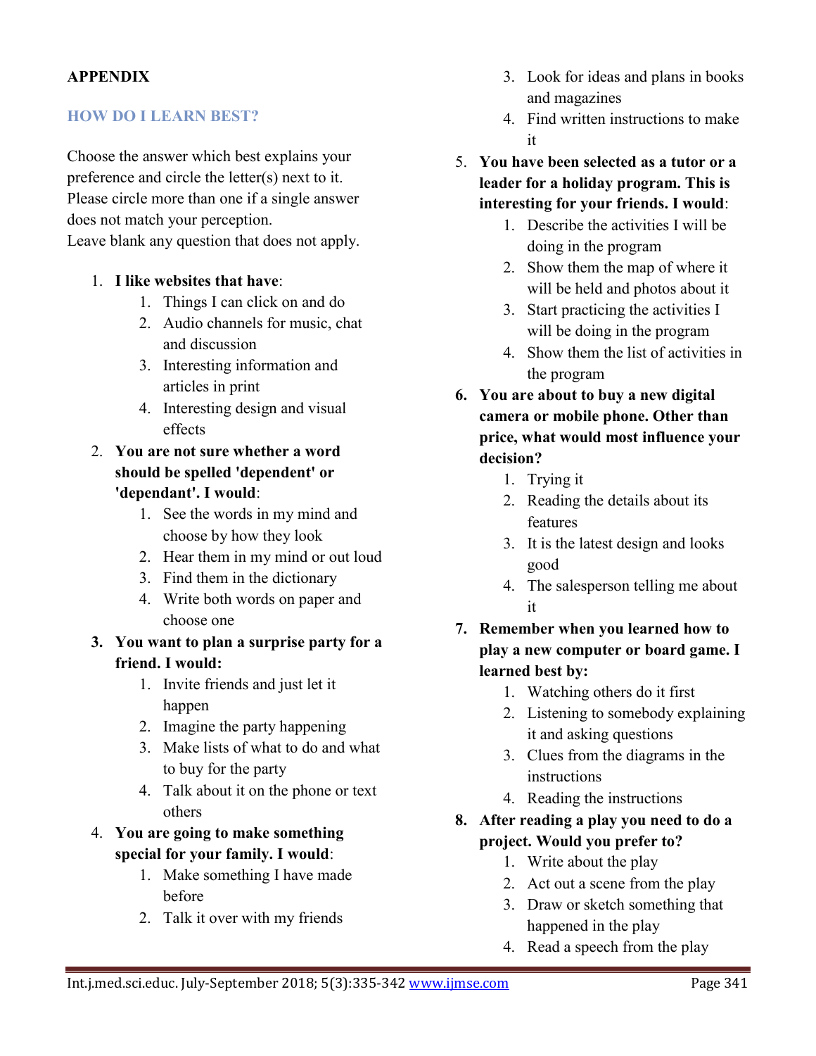**APPENDIX**

## HOW DO I LEARN BEST?

Choose the answer which best explains your preference and circle the letter(s) next to it. Please circle more than one if a single answer does not match your perception.
Leave blank any question that does not apply.

1. **I like websites that have**:
    1. Things I can click on and do
    2. Audio channels for music, chat and discussion
    3. Interesting information and articles in print
    4. Interesting design and visual effects
2. **You are not sure whether a word should be spelled 'dependent' or 'dependant'. I would**:
    1. See the words in my mind and choose by how they look
    2. Hear them in my mind or out loud
    3. Find them in the dictionary
    4. Write both words on paper and choose one
3. **You want to plan a surprise party for a friend. I would:**
    1. Invite friends and just let it happen
    2. Imagine the party happening
    3. Make lists of what to do and what to buy for the party
    4. Talk about it on the phone or text others
4. **You are going to make something special for your family. I would**:
    1. Make something I have made before
    2. Talk it over with my friends
    3. Look for ideas and plans in books and magazines
    4. Find written instructions to make it
5. **You have been selected as a tutor or a leader for a holiday program. This is interesting for your friends. I would**:
    1. Describe the activities I will be doing in the program
    2. Show them the map of where it will be held and photos about it
    3. Start practicing the activities I will be doing in the program
    4. Show them the list of activities in the program
6. **You are about to buy a new digital camera or mobile phone. Other than price, what would most influence your decision?**
    1. Trying it
    2. Reading the details about its features
    3. It is the latest design and looks good
    4. The salesperson telling me about it
7. **Remember when you learned how to play a new computer or board game. I learned best by:**
    1. Watching others do it first
    2. Listening to somebody explaining it and asking questions
    3. Clues from the diagrams in the instructions
    4. Reading the instructions
8. **After reading a play you need to do a project. Would you prefer to?**
    1. Write about the play
    2. Act out a scene from the play
    3. Draw or sketch something that happened in the play
    4. Read a speech from the play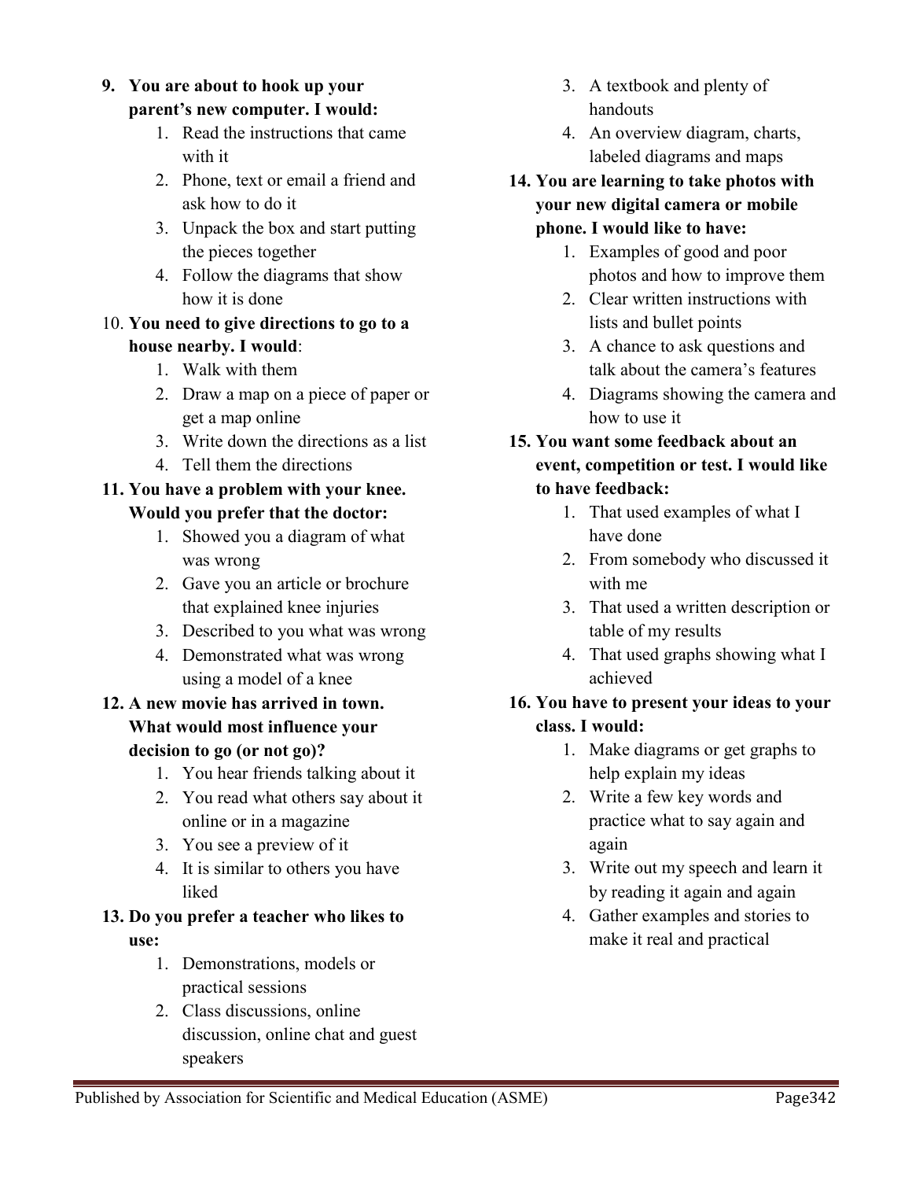9. **You are about to hook up your parent's new computer. I would:**
    1. Read the instructions that came with it
    2. Phone, text or email a friend and ask how to do it
    3. Unpack the box and start putting the pieces together
    4. Follow the diagrams that show how it is done
10. **You need to give directions to go to a house nearby. I would**:
    1. Walk with them
    2. Draw a map on a piece of paper or get a map online
    3. Write down the directions as a list
    4. Tell them the directions
11. **You have a problem with your knee. Would you prefer that the doctor:**
    1. Showed you a diagram of what was wrong
    2. Gave you an article or brochure that explained knee injuries
    3. Described to you what was wrong
    4. Demonstrated what was wrong using a model of a knee
12. **A new movie has arrived in town. What would most influence your decision to go (or not go)?**
    1. You hear friends talking about it
    2. You read what others say about it online or in a magazine
    3. You see a preview of it
    4. It is similar to others you have liked
13. **Do you prefer a teacher who likes to use:**
    1. Demonstrations, models or practical sessions
    2. Class discussions, online discussion, online chat and guest speakers
    3. A textbook and plenty of handouts
    4. An overview diagram, charts, labeled diagrams and maps
14. **You are learning to take photos with your new digital camera or mobile phone. I would like to have:**
    1. Examples of good and poor photos and how to improve them
    2. Clear written instructions with lists and bullet points
    3. A chance to ask questions and talk about the camera's features
    4. Diagrams showing the camera and how to use it
15. **You want some feedback about an event, competition or test. I would like to have feedback:**
    1. That used examples of what I have done
    2. From somebody who discussed it with me
    3. That used a written description or table of my results
    4. That used graphs showing what I achieved
16. **You have to present your ideas to your class. I would:**
    1. Make diagrams or get graphs to help explain my ideas
    2. Write a few key words and practice what to say again and again
    3. Write out my speech and learn it by reading it again and again
    4. Gather examples and stories to make it real and practical